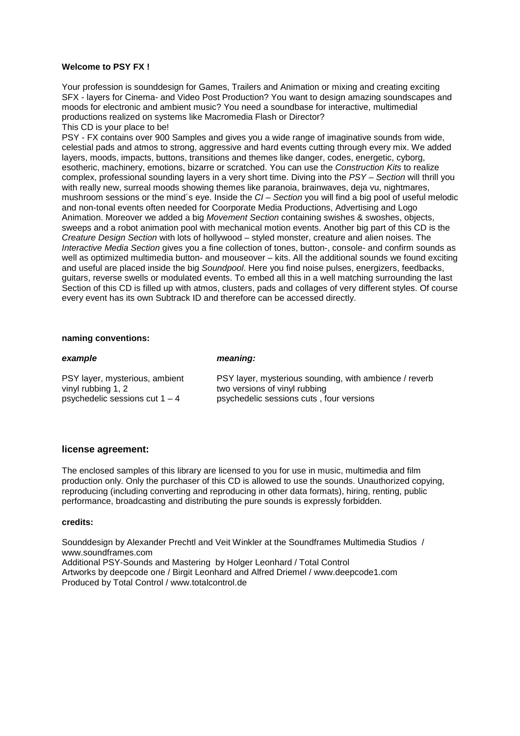**Welcome to PSY FX !**

Your profession is sounddesign for Games, Trailers and Animation or mixing and creating exciting SFX - layers for Cinema- and Video Post Production? You want to design amazing soundscapes and moods for electronic and ambient music? You need a soundbase for interactive, multimedial productions realized on systems like Macromedia Flash or Director?
This CD is your place to be!
PSY - FX contains over 900 Samples and gives you a wide range of imaginative sounds from wide, celestial pads and atmos to strong, aggressive and hard events cutting through every mix. We added layers, moods, impacts, buttons, transitions and themes like danger, codes, energetic, cyborg, esotheric, machinery, emotions, bizarre or scratched. You can use the *Construction Kits* to realize complex, professional sounding layers in a very short time. Diving into the *PSY – Section* will thrill you with really new, surreal moods showing themes like paranoia, brainwaves, deja vu, nightmares, mushroom sessions or the mind´s eye. Inside the *CI – Section* you will find a big pool of useful melodic and non-tonal events often needed for Coorporate Media Productions, Advertising and Logo Animation. Moreover we added a big *Movement Section* containing swishes & swoshes, objects, sweeps and a robot animation pool with mechanical motion events. Another big part of this CD is the *Creature Design Section* with lots of hollywood – styled monster, creature and alien noises. The *Interactive Media Section* gives you a fine collection of tones, button-, console- and confirm sounds as well as optimized multimedia button- and mouseover – kits. All the additional sounds we found exciting and useful are placed inside the big *Soundpool*. Here you find noise pulses, energizers, feedbacks, guitars, reverse swells or modulated events. To embed all this in a well matching surrounding the last Section of this CD is filled up with atmos, clusters, pads and collages of very different styles. Of course every event has its own Subtrack ID and therefore can be accessed directly.

**naming conventions:**

| ***example*** | ***meaning:*** |
|---|---|
| PSY layer, mysterious, ambient | PSY layer, mysterious sounding, with ambience / reverb |
| vinyl rubbing 1, 2 | two versions of vinyl rubbing |
| psychedelic sessions cut 1 – 4 | psychedelic sessions cuts , four versions |

## license agreement:

The enclosed samples of this library are licensed to you for use in music, multimedia and film production only. Only the purchaser of this CD is allowed to use the sounds. Unauthorized copying, reproducing (including converting and reproducing in other data formats), hiring, renting, public performance, broadcasting and distributing the pure sounds is expressly forbidden.

**credits:**

Sounddesign by Alexander Prechtl and Veit Winkler at the Soundframes Multimedia Studios / www.soundframes.com
Additional PSY-Sounds and Mastering by Holger Leonhard / Total Control
Artworks by deepcode one / Birgit Leonhard and Alfred Driemel / www.deepcode1.com
Produced by Total Control / www.totalcontrol.de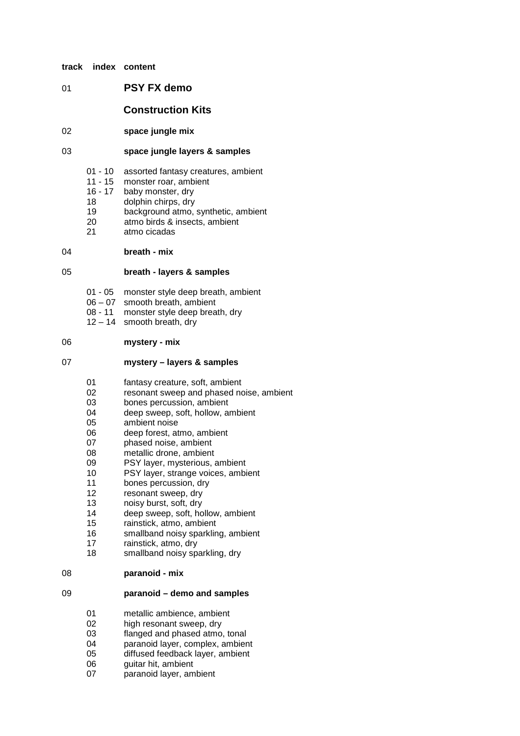| track | index | content |
|---|---|---|
| 01 | | **PSY FX demo** |
| | | **Construction Kits** |
| 02 | | **space jungle mix** |
| 03 | | **space jungle layers & samples** |
| | 01 - 10 | assorted fantasy creatures, ambient |
| | 11 - 15 | monster roar, ambient |
| | 16 - 17 | baby monster, dry |
| | 18 | dolphin chirps, dry |
| | 19 | background atmo, synthetic, ambient |
| | 20 | atmo birds & insects, ambient |
| | 21 | atmo cicadas |
| 04 | | **breath - mix** |
| 05 | | **breath - layers & samples** |
| | 01 - 05 | monster style deep breath, ambient |
| | 06 – 07 | smooth breath, ambient |
| | 08 - 11 | monster style deep breath, dry |
| | 12 – 14 | smooth breath, dry |
| 06 | | **mystery - mix** |
| 07 | | **mystery – layers & samples** |
| | 01 | fantasy creature, soft, ambient |
| | 02 | resonant sweep and phased noise, ambient |
| | 03 | bones percussion, ambient |
| | 04 | deep sweep, soft, hollow, ambient |
| | 05 | ambient noise |
| | 06 | deep forest, atmo, ambient |
| | 07 | phased noise, ambient |
| | 08 | metallic drone, ambient |
| | 09 | PSY layer, mysterious, ambient |
| | 10 | PSY layer, strange voices, ambient |
| | 11 | bones percussion, dry |
| | 12 | resonant sweep, dry |
| | 13 | noisy burst, soft, dry |
| | 14 | deep sweep, soft, hollow, ambient |
| | 15 | rainstick, atmo, ambient |
| | 16 | smallband noisy sparkling, ambient |
| | 17 | rainstick, atmo, dry |
| | 18 | smallband noisy sparkling, dry |
| 08 | | **paranoid - mix** |
| 09 | | **paranoid – demo and samples** |
| | 01 | metallic ambience, ambient |
| | 02 | high resonant sweep, dry |
| | 03 | flanged and phased atmo, tonal |
| | 04 | paranoid layer, complex, ambient |
| | 05 | diffused feedback layer, ambient |
| | 06 | guitar hit, ambient |
| | 07 | paranoid layer, ambient |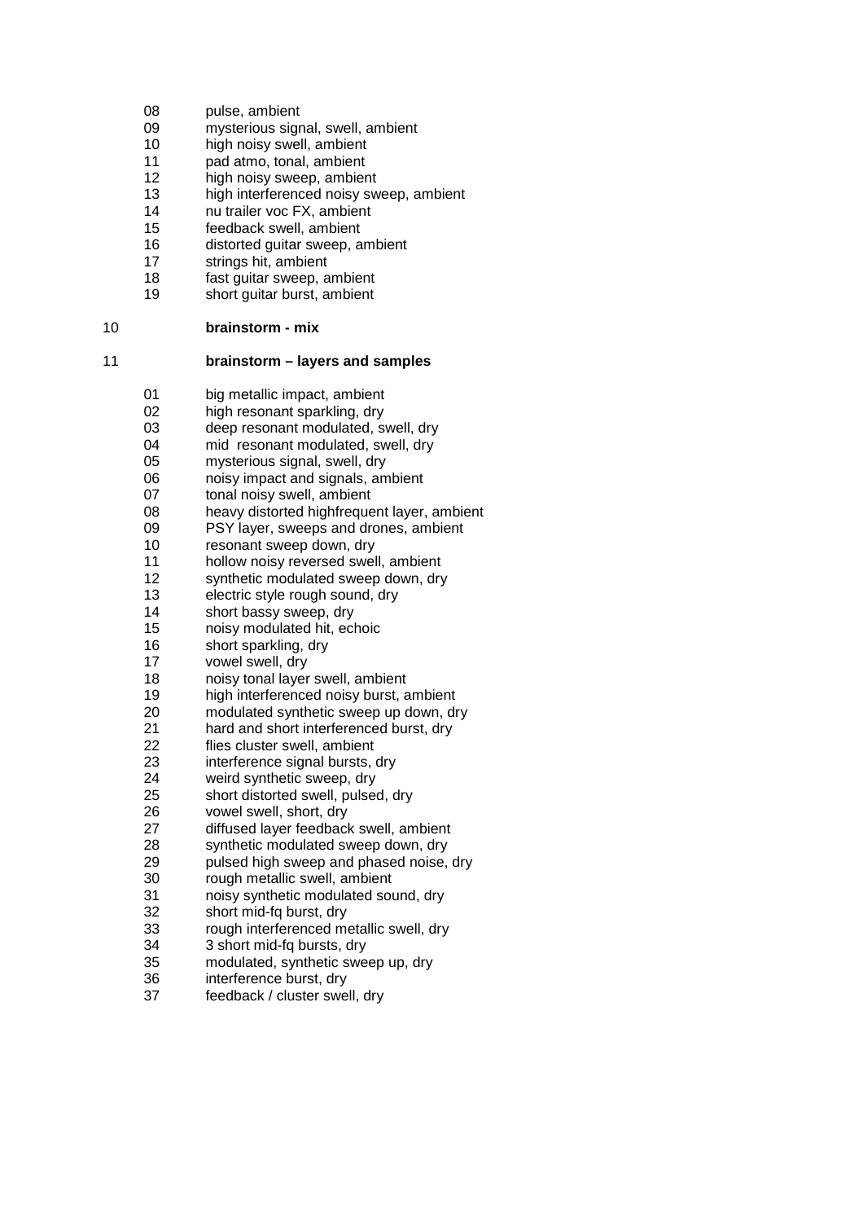08 pulse, ambient
09 mysterious signal, swell, ambient
10 high noisy swell, ambient
11 pad atmo, tonal, ambient
12 high noisy sweep, ambient
13 high interferenced noisy sweep, ambient
14 nu trailer voc FX, ambient
15 feedback swell, ambient
16 distorted guitar sweep, ambient
17 strings hit, ambient
18 fast guitar sweep, ambient
19 short guitar burst, ambient

10 **brainstorm - mix**

11 **brainstorm – layers and samples**

01 big metallic impact, ambient
02 high resonant sparkling, dry
03 deep resonant modulated, swell, dry
04 mid resonant modulated, swell, dry
05 mysterious signal, swell, dry
06 noisy impact and signals, ambient
07 tonal noisy swell, ambient
08 heavy distorted highfrequent layer, ambient
09 PSY layer, sweeps and drones, ambient
10 resonant sweep down, dry
11 hollow noisy reversed swell, ambient
12 synthetic modulated sweep down, dry
13 electric style rough sound, dry
14 short bassy sweep, dry
15 noisy modulated hit, echoic
16 short sparkling, dry
17 vowel swell, dry
18 noisy tonal layer swell, ambient
19 high interferenced noisy burst, ambient
20 modulated synthetic sweep up down, dry
21 hard and short interferenced burst, dry
22 flies cluster swell, ambient
23 interference signal bursts, dry
24 weird synthetic sweep, dry
25 short distorted swell, pulsed, dry
26 vowel swell, short, dry
27 diffused layer feedback swell, ambient
28 synthetic modulated sweep down, dry
29 pulsed high sweep and phased noise, dry
30 rough metallic swell, ambient
31 noisy synthetic modulated sound, dry
32 short mid-fq burst, dry
33 rough interferenced metallic swell, dry
34 3 short mid-fq bursts, dry
35 modulated, synthetic sweep up, dry
36 interference burst, dry
37 feedback / cluster swell, dry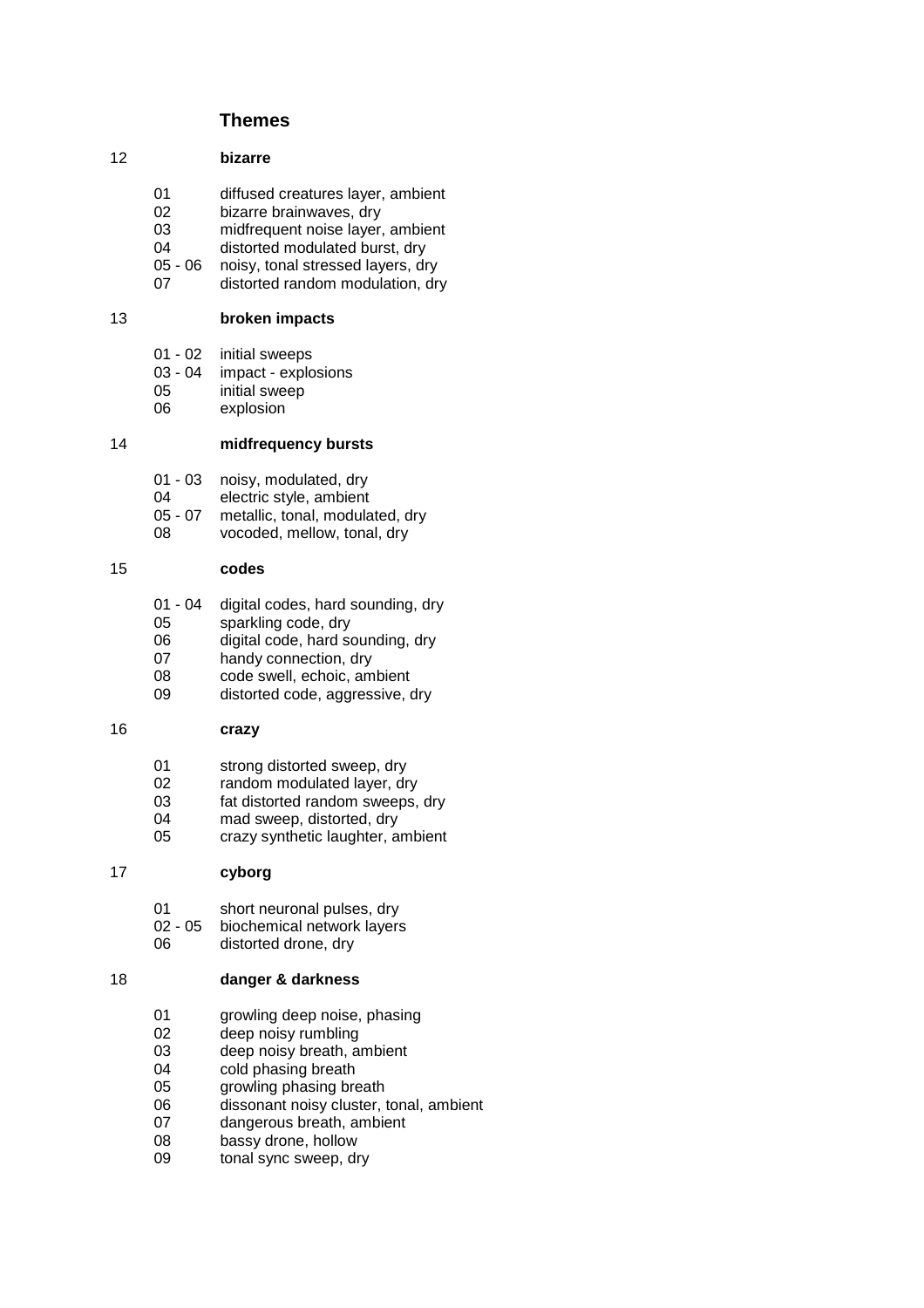## Themes

### 12 bizarre

| | |
|---|---|
| 01 | diffused creatures layer, ambient |
| 02 | bizarre brainwaves, dry |
| 03 | midfrequent noise layer, ambient |
| 04 | distorted modulated burst, dry |
| 05 - 06 | noisy, tonal stressed layers, dry |
| 07 | distorted random modulation, dry |

### 13 broken impacts

| | |
|---|---|
| 01 - 02 | initial sweeps |
| 03 - 04 | impact - explosions |
| 05 | initial sweep |
| 06 | explosion |

### 14 midfrequency bursts

| | |
|---|---|
| 01 - 03 | noisy, modulated, dry |
| 04 | electric style, ambient |
| 05 - 07 | metallic, tonal, modulated, dry |
| 08 | vocoded, mellow, tonal, dry |

### 15 codes

| | |
|---|---|
| 01 - 04 | digital codes, hard sounding, dry |
| 05 | sparkling code, dry |
| 06 | digital code, hard sounding, dry |
| 07 | handy connection, dry |
| 08 | code swell, echoic, ambient |
| 09 | distorted code, aggressive, dry |

### 16 crazy

| | |
|---|---|
| 01 | strong distorted sweep, dry |
| 02 | random modulated layer, dry |
| 03 | fat distorted random sweeps, dry |
| 04 | mad sweep, distorted, dry |
| 05 | crazy synthetic laughter, ambient |

### 17 cyborg

| | |
|---|---|
| 01 | short neuronal pulses, dry |
| 02 - 05 | biochemical network layers |
| 06 | distorted drone, dry |

### 18 danger & darkness

| | |
|---|---|
| 01 | growling deep noise, phasing |
| 02 | deep noisy rumbling |
| 03 | deep noisy breath, ambient |
| 04 | cold phasing breath |
| 05 | growling phasing breath |
| 06 | dissonant noisy cluster, tonal, ambient |
| 07 | dangerous breath, ambient |
| 08 | bassy drone, hollow |
| 09 | tonal sync sweep, dry |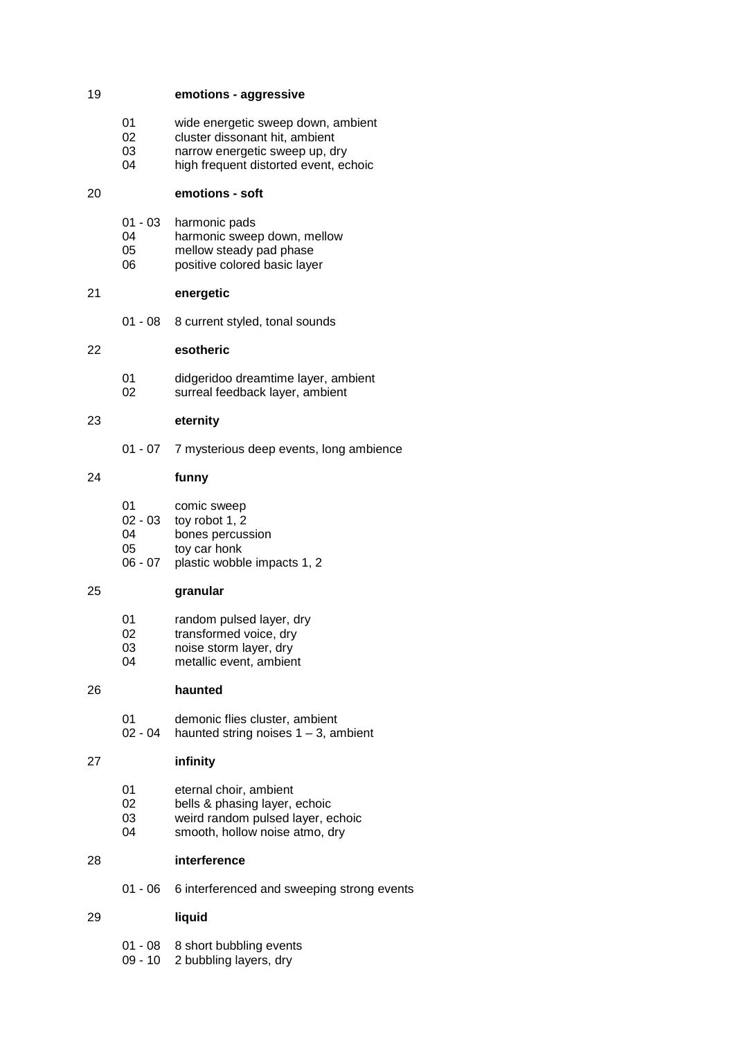19 **emotions - aggressive**

| | |
|---|---|
| 01 | wide energetic sweep down, ambient |
| 02 | cluster dissonant hit, ambient |
| 03 | narrow energetic sweep up, dry |
| 04 | high frequent distorted event, echoic |

20 **emotions - soft**

| | |
|---|---|
| 01 - 03 | harmonic pads |
| 04 | harmonic sweep down, mellow |
| 05 | mellow steady pad phase |
| 06 | positive colored basic layer |

21 **energetic**

| | |
|---|---|
| 01 - 08 | 8 current styled, tonal sounds |

22 **esotheric**

| | |
|---|---|
| 01 | didgeridoo dreamtime layer, ambient |
| 02 | surreal feedback layer, ambient |

23 **eternity**

| | |
|---|---|
| 01 - 07 | 7 mysterious deep events, long ambience |

24 **funny**

| | |
|---|---|
| 01 | comic sweep |
| 02 - 03 | toy robot 1, 2 |
| 04 | bones percussion |
| 05 | toy car honk |
| 06 - 07 | plastic wobble impacts 1, 2 |

25 **granular**

| | |
|---|---|
| 01 | random pulsed layer, dry |
| 02 | transformed voice, dry |
| 03 | noise storm layer, dry |
| 04 | metallic event, ambient |

26 **haunted**

| | |
|---|---|
| 01 | demonic flies cluster, ambient |
| 02 - 04 | haunted string noises 1 – 3, ambient |

27 **infinity**

| | |
|---|---|
| 01 | eternal choir, ambient |
| 02 | bells & phasing layer, echoic |
| 03 | weird random pulsed layer, echoic |
| 04 | smooth, hollow noise atmo, dry |

28 **interference**

| | |
|---|---|
| 01 - 06 | 6 interferenced and sweeping strong events |

29 **liquid**

| | |
|---|---|
| 01 - 08 | 8 short bubbling events |
| 09 - 10 | 2 bubbling layers, dry |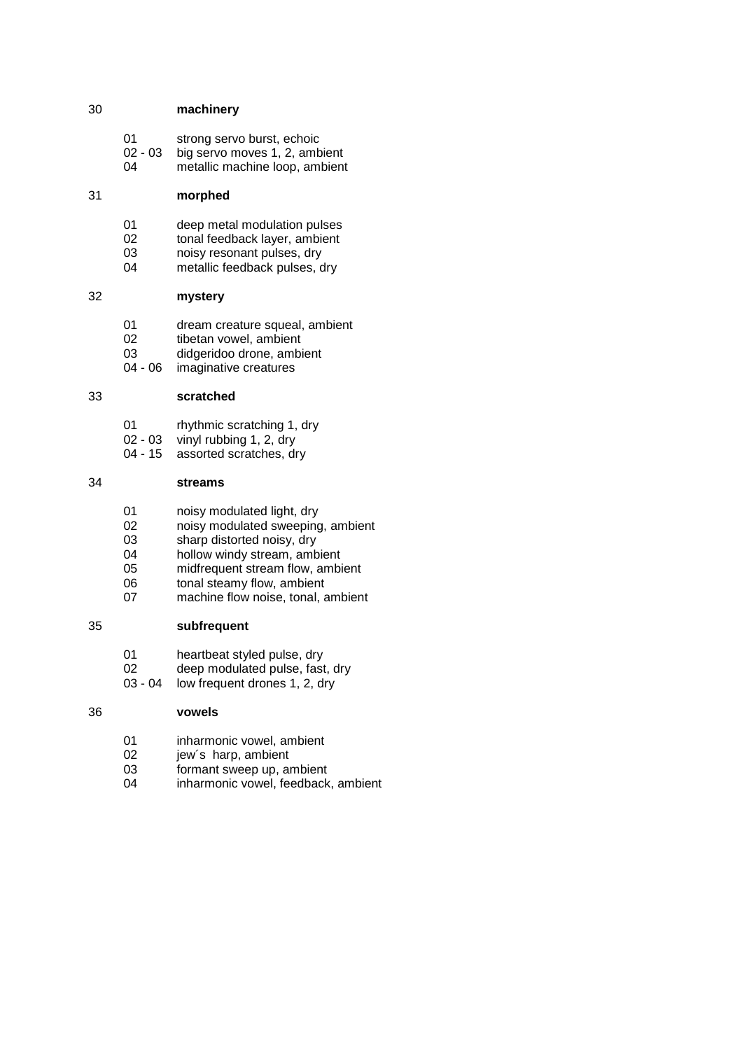## 30 **machinery**

| | |
|---|---|
| 01 | strong servo burst, echoic |
| 02 - 03 | big servo moves 1, 2, ambient |
| 04 | metallic machine loop, ambient |

## 31 **morphed**

| | |
|---|---|
| 01 | deep metal modulation pulses |
| 02 | tonal feedback layer, ambient |
| 03 | noisy resonant pulses, dry |
| 04 | metallic feedback pulses, dry |

## 32 **mystery**

| | |
|---|---|
| 01 | dream creature squeal, ambient |
| 02 | tibetan vowel, ambient |
| 03 | didgeridoo drone, ambient |
| 04 - 06 | imaginative creatures |

## 33 **scratched**

| | |
|---|---|
| 01 | rhythmic scratching 1, dry |
| 02 - 03 | vinyl rubbing 1, 2, dry |
| 04 - 15 | assorted scratches, dry |

## 34 **streams**

| | |
|---|---|
| 01 | noisy modulated light, dry |
| 02 | noisy modulated sweeping, ambient |
| 03 | sharp distorted noisy, dry |
| 04 | hollow windy stream, ambient |
| 05 | midfrequent stream flow, ambient |
| 06 | tonal steamy flow, ambient |
| 07 | machine flow noise, tonal, ambient |

## 35 **subfrequent**

| | |
|---|---|
| 01 | heartbeat styled pulse, dry |
| 02 | deep modulated pulse, fast, dry |
| 03 - 04 | low frequent drones 1, 2, dry |

## 36 **vowels**

| | |
|---|---|
| 01 | inharmonic vowel, ambient |
| 02 | jew´s harp, ambient |
| 03 | formant sweep up, ambient |
| 04 | inharmonic vowel, feedback, ambient |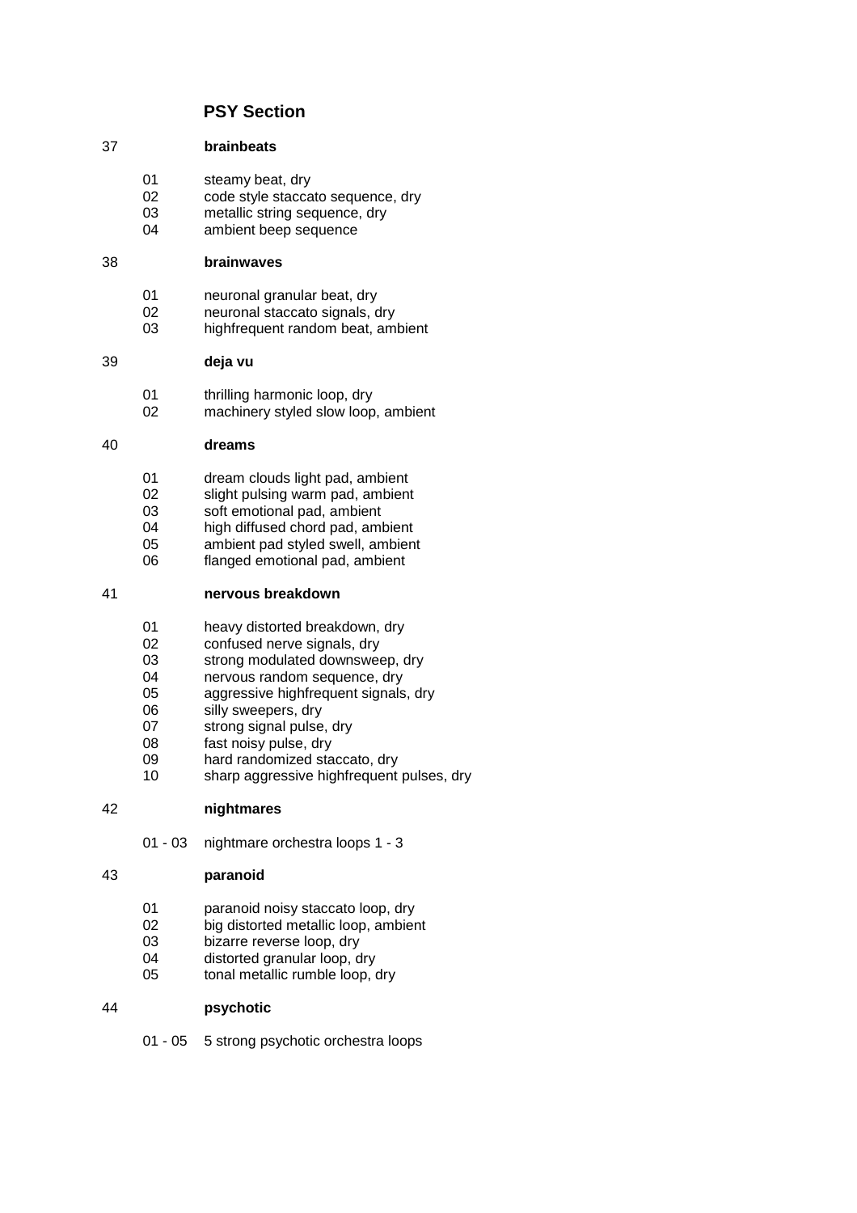## PSY Section

### 37 brainbeats

| | |
|---|---|
| 01 | steamy beat, dry |
| 02 | code style staccato sequence, dry |
| 03 | metallic string sequence, dry |
| 04 | ambient beep sequence |

### 38 brainwaves

| | |
|---|---|
| 01 | neuronal granular beat, dry |
| 02 | neuronal staccato signals, dry |
| 03 | highfrequent random beat, ambient |

### 39 deja vu

| | |
|---|---|
| 01 | thrilling harmonic loop, dry |
| 02 | machinery styled slow loop, ambient |

### 40 dreams

| | |
|---|---|
| 01 | dream clouds light pad, ambient |
| 02 | slight pulsing warm pad, ambient |
| 03 | soft emotional pad, ambient |
| 04 | high diffused chord pad, ambient |
| 05 | ambient pad styled swell, ambient |
| 06 | flanged emotional pad, ambient |

### 41 nervous breakdown

| | |
|---|---|
| 01 | heavy distorted breakdown, dry |
| 02 | confused nerve signals, dry |
| 03 | strong modulated downsweep, dry |
| 04 | nervous random sequence, dry |
| 05 | aggressive highfrequent signals, dry |
| 06 | silly sweepers, dry |
| 07 | strong signal pulse, dry |
| 08 | fast noisy pulse, dry |
| 09 | hard randomized staccato, dry |
| 10 | sharp aggressive highfrequent pulses, dry |

### 42 nightmares

| | |
|---|---|
| 01 - 03 | nightmare orchestra loops 1 - 3 |

### 43 paranoid

| | |
|---|---|
| 01 | paranoid noisy staccato loop, dry |
| 02 | big distorted metallic loop, ambient |
| 03 | bizarre reverse loop, dry |
| 04 | distorted granular loop, dry |
| 05 | tonal metallic rumble loop, dry |

### 44 psychotic

| | |
|---|---|
| 01 - 05 | 5 strong psychotic orchestra loops |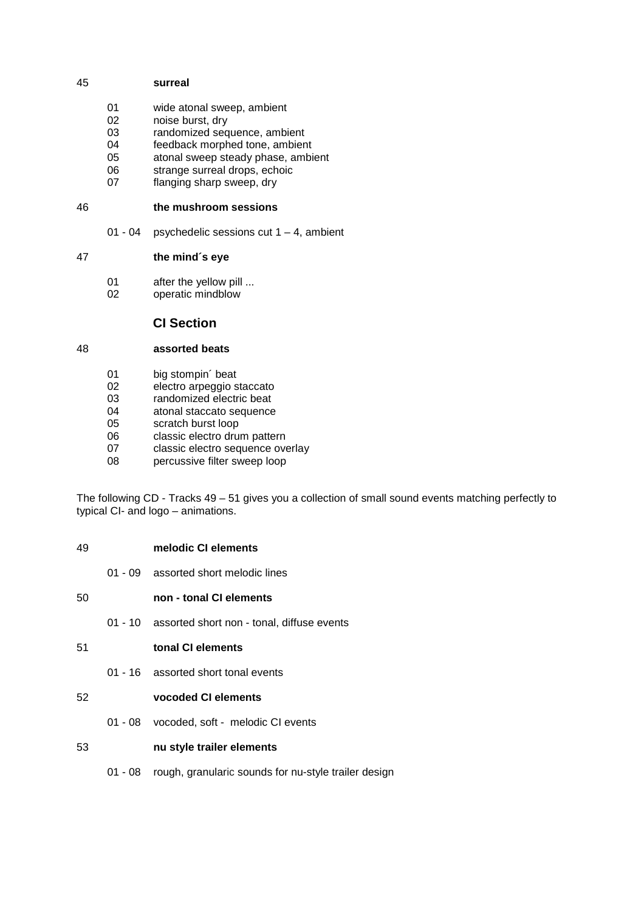45 **surreal**

| | |
|---|---|
| 01 | wide atonal sweep, ambient |
| 02 | noise burst, dry |
| 03 | randomized sequence, ambient |
| 04 | feedback morphed tone, ambient |
| 05 | atonal sweep steady phase, ambient |
| 06 | strange surreal drops, echoic |
| 07 | flanging sharp sweep, dry |

46 **the mushroom sessions**

| | |
|---|---|
| 01 - 04 | psychedelic sessions cut 1 – 4, ambient |

47 **the mind´s eye**

| | |
|---|---|
| 01 | after the yellow pill ... |
| 02 | operatic mindblow |

## CI Section

48 **assorted beats**

| | |
|---|---|
| 01 | big stompin´ beat |
| 02 | electro arpeggio staccato |
| 03 | randomized electric beat |
| 04 | atonal staccato sequence |
| 05 | scratch burst loop |
| 06 | classic electro drum pattern |
| 07 | classic electro sequence overlay |
| 08 | percussive filter sweep loop |

The following CD - Tracks 49 – 51 gives you a collection of small sound events matching perfectly to typical CI- and logo – animations.

49 **melodic CI elements**

| | |
|---|---|
| 01 - 09 | assorted short melodic lines |

50 **non - tonal CI elements**

| | |
|---|---|
| 01 - 10 | assorted short non - tonal, diffuse events |

51 **tonal CI elements**

| | |
|---|---|
| 01 - 16 | assorted short tonal events |

52 **vocoded CI elements**

| | |
|---|---|
| 01 - 08 | vocoded, soft - melodic CI events |

53 **nu style trailer elements**

| | |
|---|---|
| 01 - 08 | rough, granularic sounds for nu-style trailer design |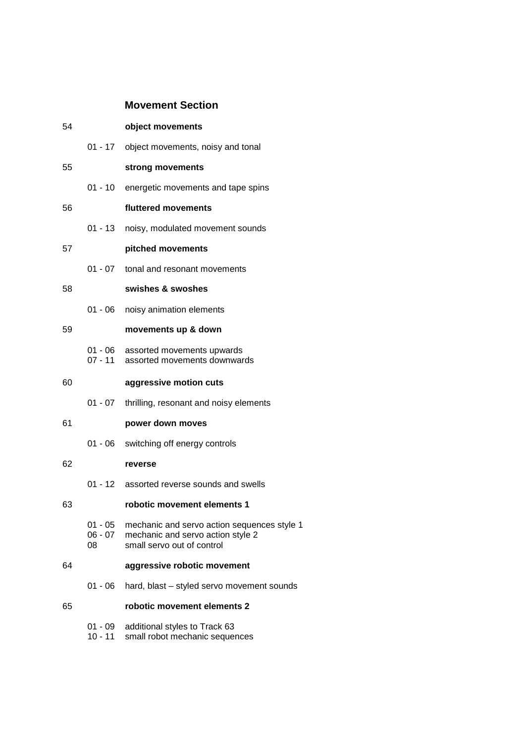## Movement Section

| Track | Index | Description |
|---|---|---|
| 54 | | **object movements** |
| | 01 - 17 | object movements, noisy and tonal |
| 55 | | **strong movements** |
| | 01 - 10 | energetic movements and tape spins |
| 56 | | **fluttered movements** |
| | 01 - 13 | noisy, modulated movement sounds |
| 57 | | **pitched movements** |
| | 01 - 07 | tonal and resonant movements |
| 58 | | **swishes & swoshes** |
| | 01 - 06 | noisy animation elements |
| 59 | | **movements up & down** |
| | 01 - 06 | assorted movements upwards |
| | 07 - 11 | assorted movements downwards |
| 60 | | **aggressive motion cuts** |
| | 01 - 07 | thrilling, resonant and noisy elements |
| 61 | | **power down moves** |
| | 01 - 06 | switching off energy controls |
| 62 | | **reverse** |
| | 01 - 12 | assorted reverse sounds and swells |
| 63 | | **robotic movement elements 1** |
| | 01 - 05 | mechanic and servo action sequences style 1 |
| | 06 - 07 | mechanic and servo action style 2 |
| | 08 | small servo out of control |
| 64 | | **aggressive robotic movement** |
| | 01 - 06 | hard, blast – styled servo movement sounds |
| 65 | | **robotic movement elements 2** |
| | 01 - 09 | additional styles to Track 63 |
| | 10 - 11 | small robot mechanic sequences |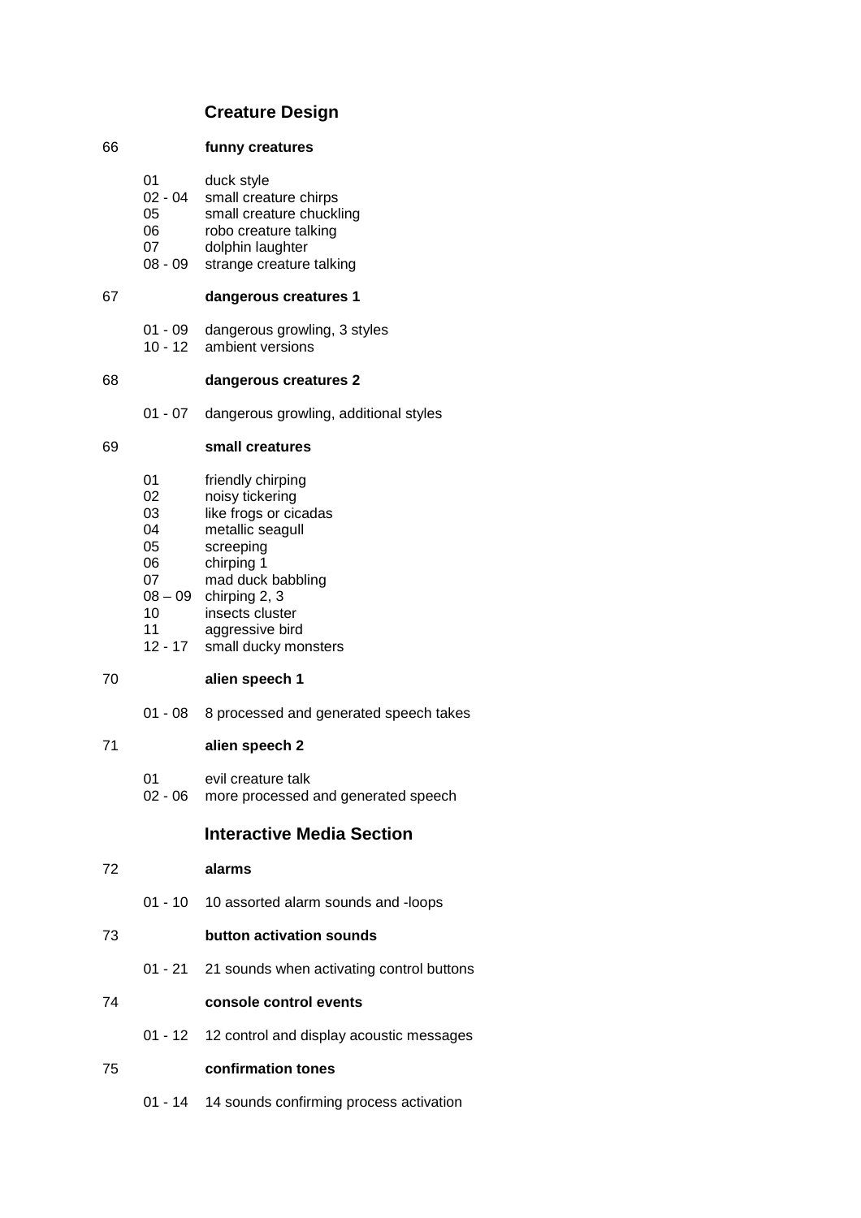## Creature Design

**66 funny creatures**

| | |
|---|---|
| 01 | duck style |
| 02 - 04 | small creature chirps |
| 05 | small creature chuckling |
| 06 | robo creature talking |
| 07 | dolphin laughter |
| 08 - 09 | strange creature talking |

**67 dangerous creatures 1**

| | |
|---|---|
| 01 - 09 | dangerous growling, 3 styles |
| 10 - 12 | ambient versions |

**68 dangerous creatures 2**

| | |
|---|---|
| 01 - 07 | dangerous growling, additional styles |

**69 small creatures**

| | |
|---|---|
| 01 | friendly chirping |
| 02 | noisy tickering |
| 03 | like frogs or cicadas |
| 04 | metallic seagull |
| 05 | screeping |
| 06 | chirping 1 |
| 07 | mad duck babbling |
| 08 – 09 | chirping 2, 3 |
| 10 | insects cluster |
| 11 | aggressive bird |
| 12 - 17 | small ducky monsters |

**70 alien speech 1**

| | |
|---|---|
| 01 - 08 | 8 processed and generated speech takes |

**71 alien speech 2**

| | |
|---|---|
| 01 | evil creature talk |
| 02 - 06 | more processed and generated speech |

## Interactive Media Section

**72 alarms**

| | |
|---|---|
| 01 - 10 | 10 assorted alarm sounds and -loops |

**73 button activation sounds**

| | |
|---|---|
| 01 - 21 | 21 sounds when activating control buttons |

**74 console control events**

| | |
|---|---|
| 01 - 12 | 12 control and display acoustic messages |

**75 confirmation tones**

| | |
|---|---|
| 01 - 14 | 14 sounds confirming process activation |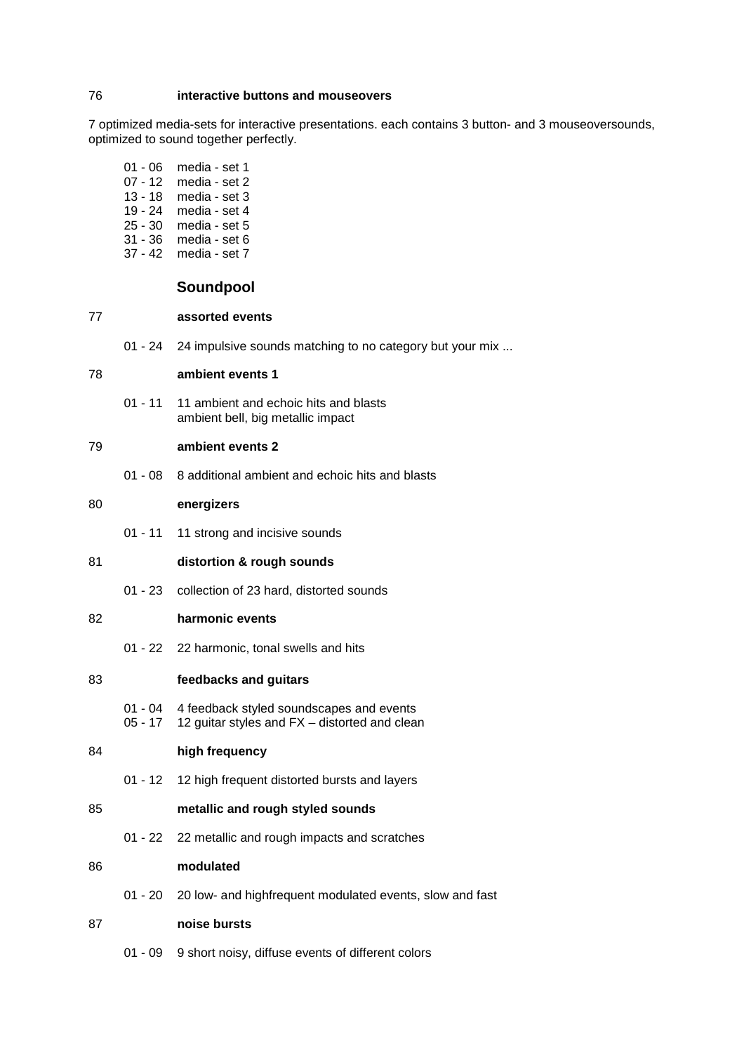76 **interactive buttons and mouseovers**

7 optimized media-sets for interactive presentations. each contains 3 button- and 3 mouseoversounds, optimized to sound together perfectly.

01 - 06 media - set 1
07 - 12 media - set 2
13 - 18 media - set 3
19 - 24 media - set 4
25 - 30 media - set 5
31 - 36 media - set 6
37 - 42 media - set 7

## Soundpool

77 **assorted events**

01 - 24 24 impulsive sounds matching to no category but your mix ...

78 **ambient events 1**

01 - 11 11 ambient and echoic hits and blasts
ambient bell, big metallic impact

79 **ambient events 2**

01 - 08 8 additional ambient and echoic hits and blasts

80 **energizers**

01 - 11 11 strong and incisive sounds

81 **distortion & rough sounds**

01 - 23 collection of 23 hard, distorted sounds

82 **harmonic events**

01 - 22 22 harmonic, tonal swells and hits

83 **feedbacks and guitars**

01 - 04 4 feedback styled soundscapes and events
05 - 17 12 guitar styles and FX – distorted and clean

84 **high frequency**

01 - 12 12 high frequent distorted bursts and layers

85 **metallic and rough styled sounds**

01 - 22 22 metallic and rough impacts and scratches

86 **modulated**

01 - 20 20 low- and highfrequent modulated events, slow and fast

87 **noise bursts**

01 - 09 9 short noisy, diffuse events of different colors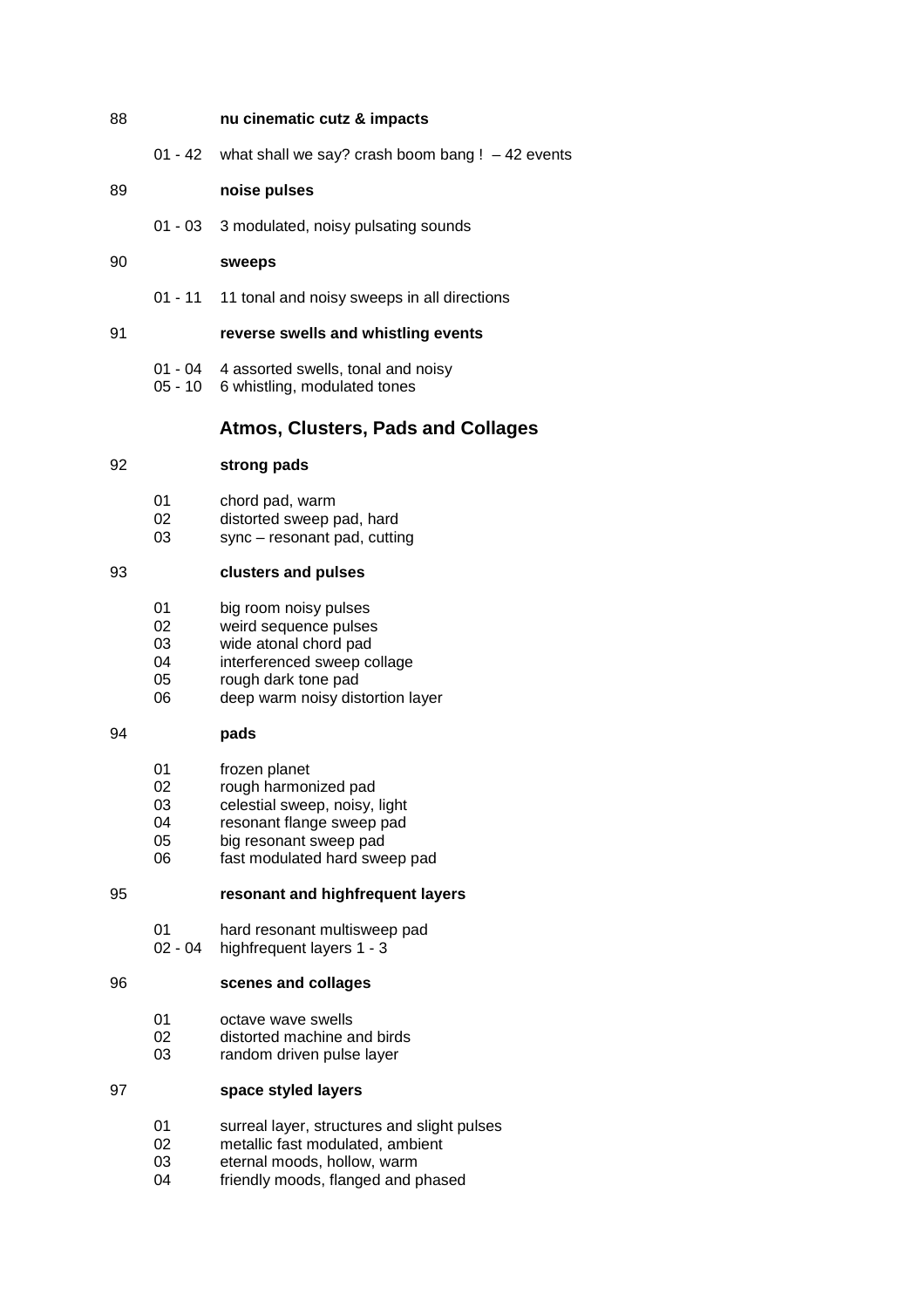| | | |
|---|---|---|
| 88 | | **nu cinematic cutz & impacts** |
| | 01 - 42 | what shall we say? crash boom bang !  – 42 events |
| 89 | | **noise pulses** |
| | 01 - 03 | 3 modulated, noisy pulsating sounds |
| 90 | | **sweeps** |
| | 01 - 11 | 11 tonal and noisy sweeps in all directions |
| 91 | | **reverse swells and whistling events** |
| | 01 - 04 | 4 assorted swells, tonal and noisy |
| | 05 - 10 | 6 whistling, modulated tones |

## Atmos, Clusters, Pads and Collages

| | | |
|---|---|---|
| 92 | | **strong pads** |
| | 01 | chord pad, warm |
| | 02 | distorted sweep pad, hard |
| | 03 | sync – resonant pad, cutting |
| 93 | | **clusters and pulses** |
| | 01 | big room noisy pulses |
| | 02 | weird sequence pulses |
| | 03 | wide atonal chord pad |
| | 04 | interferenced sweep collage |
| | 05 | rough dark tone pad |
| | 06 | deep warm noisy distortion layer |
| 94 | | **pads** |
| | 01 | frozen planet |
| | 02 | rough harmonized pad |
| | 03 | celestial sweep, noisy, light |
| | 04 | resonant flange sweep pad |
| | 05 | big resonant sweep pad |
| | 06 | fast modulated hard sweep pad |
| 95 | | **resonant and highfrequent layers** |
| | 01 | hard resonant multisweep pad |
| | 02 - 04 | highfrequent layers 1 - 3 |
| 96 | | **scenes and collages** |
| | 01 | octave wave swells |
| | 02 | distorted machine and birds |
| | 03 | random driven pulse layer |
| 97 | | **space styled layers** |
| | 01 | surreal layer, structures and slight pulses |
| | 02 | metallic fast modulated, ambient |
| | 03 | eternal moods, hollow, warm |
| | 04 | friendly moods, flanged and phased |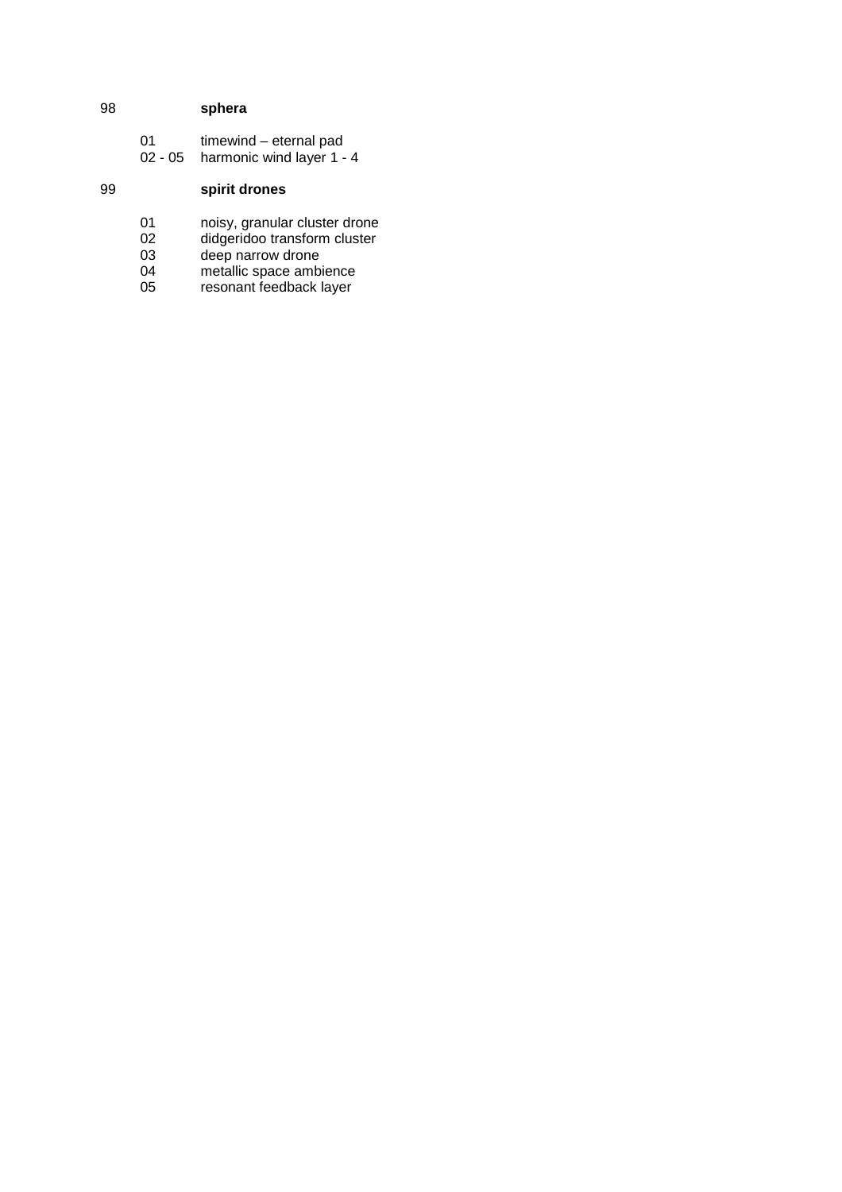98 **sphera**

| | |
|---|---|
| 01 | timewind – eternal pad |
| 02 - 05 | harmonic wind layer 1 - 4 |

99 **spirit drones**

| | |
|---|---|
| 01 | noisy, granular cluster drone |
| 02 | didgeridoo transform cluster |
| 03 | deep narrow drone |
| 04 | metallic space ambience |
| 05 | resonant feedback layer |